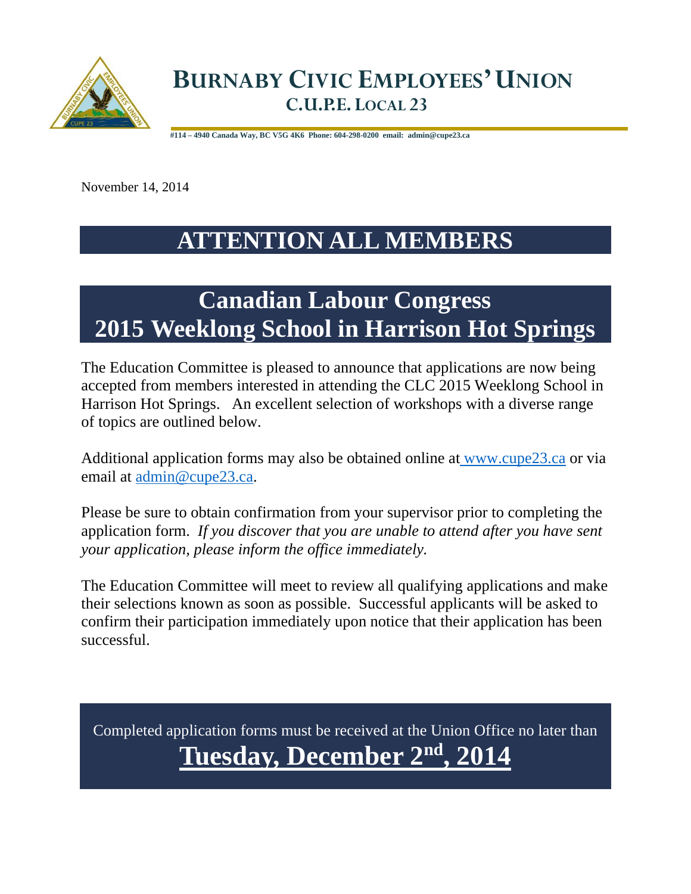# BURNABY CIVIC EMPLOYEES' UNION

## C.U.P.E. LOCAL 23

**#114 – 4940 Canada Way, BC V5G 4K6 Phone: 604-298-0200 email: admin@cupe23.ca**

November 14, 2014

# ATTENTION ALL MEMBERS

# Canadian Labour Congress 2015 Weeklong School in Harrison Hot Springs

The Education Committee is pleased to announce that applications are now being accepted from members interested in attending the CLC 2015 Weeklong School in Harrison Hot Springs. An excellent selection of workshops with a diverse range of topics are outlined below.

Additional application forms may also be obtained online at www.cupe23.ca or via email at admin@cupe23.ca.

Please be sure to obtain confirmation from your supervisor prior to completing the application form. *If you discover that you are unable to attend after you have sent your application, please inform the office immediately.*

The Education Committee will meet to review all qualifying applications and make their selections known as soon as possible. Successful applicants will be asked to confirm their participation immediately upon notice that their application has been successful.

Completed application forms must be received at the Union Office no later than

**Tuesday, December 2nd, 2014**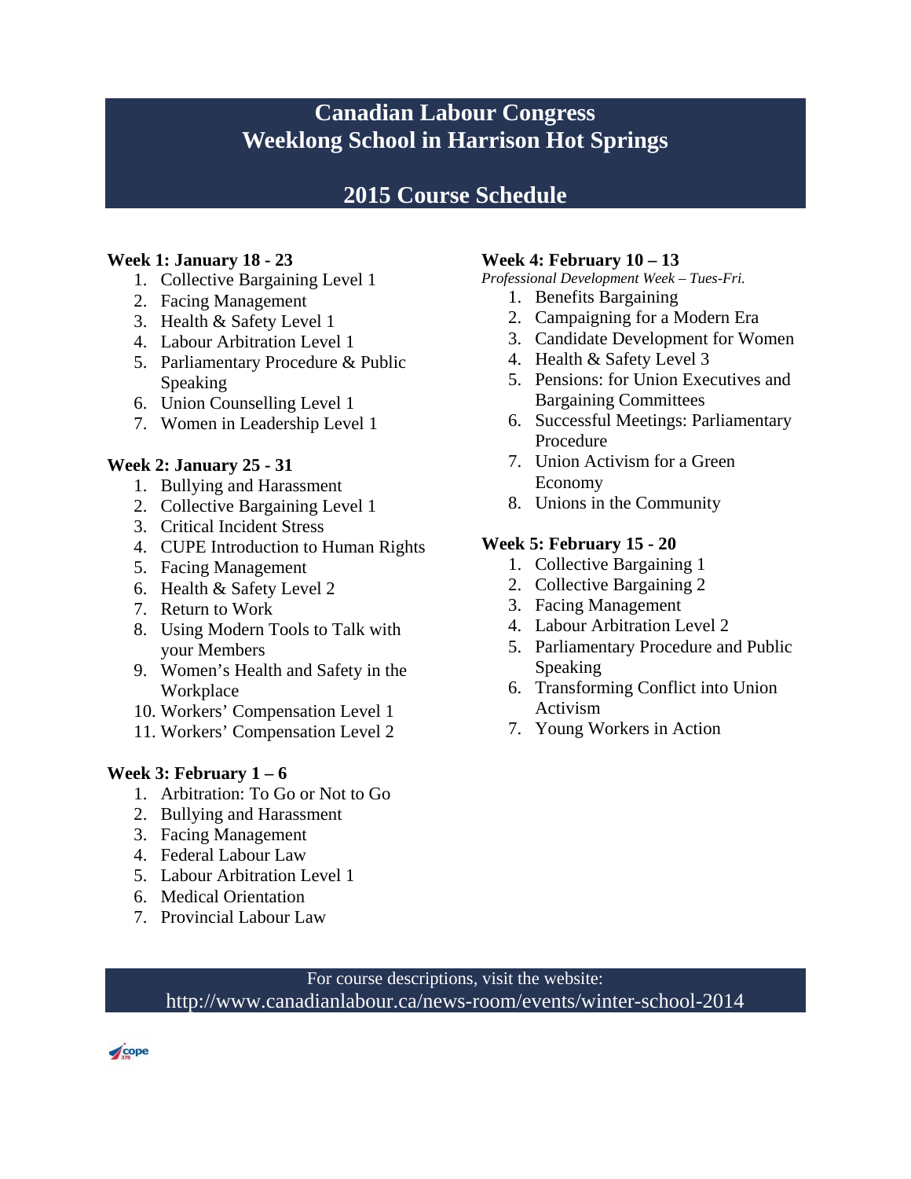# Canadian Labour Congress
# Weeklong School in Harrison Hot Springs

## 2015 Course Schedule

**Week 1: January 18 - 23**

1. Collective Bargaining Level 1
2. Facing Management
3. Health & Safety Level 1
4. Labour Arbitration Level 1
5. Parliamentary Procedure & Public Speaking
6. Union Counselling Level 1
7. Women in Leadership Level 1

**Week 2: January 25 - 31**

1. Bullying and Harassment
2. Collective Bargaining Level 1
3. Critical Incident Stress
4. CUPE Introduction to Human Rights
5. Facing Management
6. Health & Safety Level 2
7. Return to Work
8. Using Modern Tools to Talk with your Members
9. Women's Health and Safety in the Workplace
10. Workers' Compensation Level 1
11. Workers' Compensation Level 2

**Week 3: February 1 – 6**

1. Arbitration: To Go or Not to Go
2. Bullying and Harassment
3. Facing Management
4. Federal Labour Law
5. Labour Arbitration Level 1
6. Medical Orientation
7. Provincial Labour Law

**Week 4: February 10 – 13**

*Professional Development Week – Tues-Fri.*

1. Benefits Bargaining
2. Campaigning for a Modern Era
3. Candidate Development for Women
4. Health & Safety Level 3
5. Pensions: for Union Executives and Bargaining Committees
6. Successful Meetings: Parliamentary Procedure
7. Union Activism for a Green Economy
8. Unions in the Community

**Week 5: February 15 - 20**

1. Collective Bargaining 1
2. Collective Bargaining 2
3. Facing Management
4. Labour Arbitration Level 2
5. Parliamentary Procedure and Public Speaking
6. Transforming Conflict into Union Activism
7. Young Workers in Action

For course descriptions, visit the website:
http://www.canadianlabour.ca/news-room/events/winter-school-2014